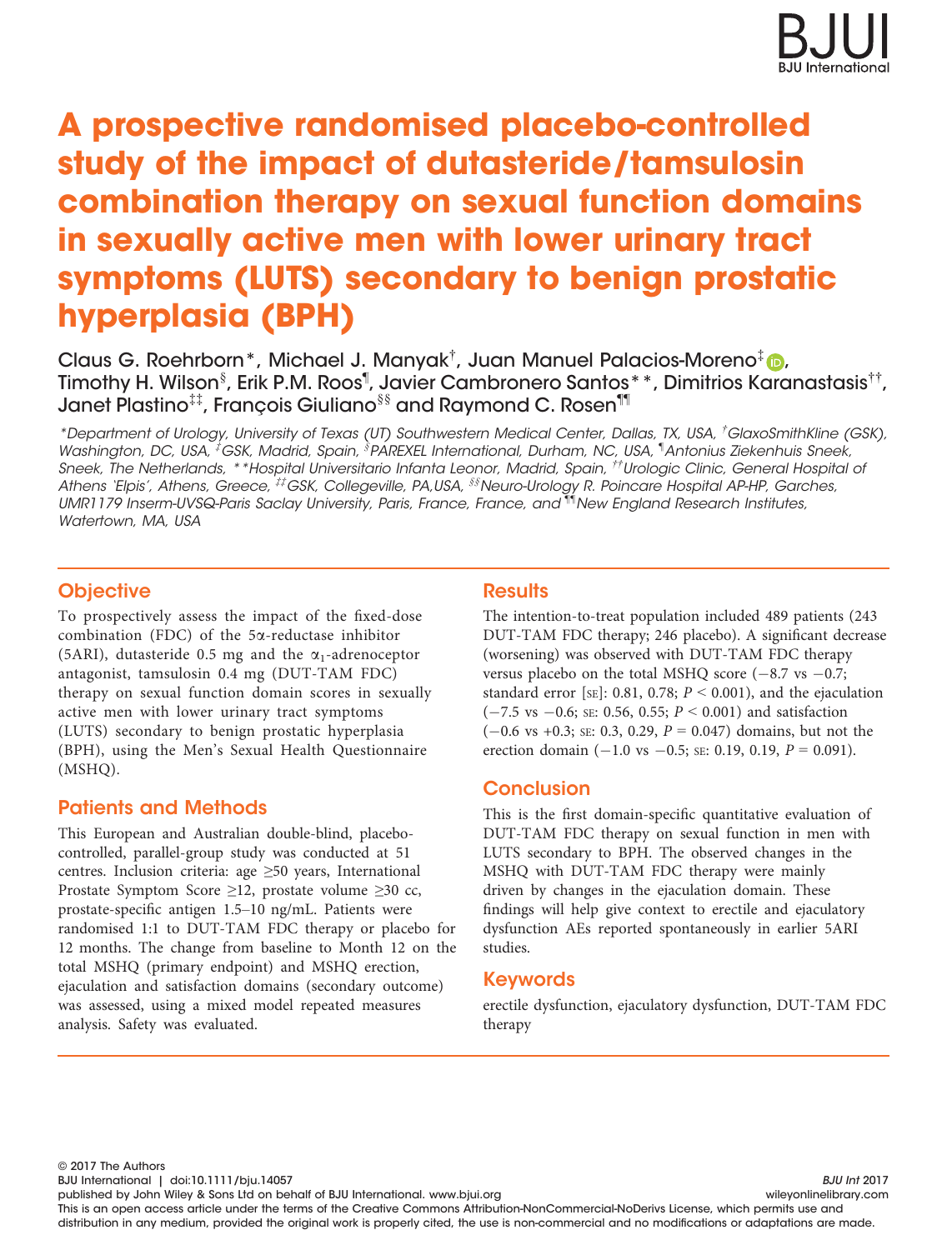# A prospective randomised placebo-controlled study of the impact of dutasteride/tamsulosin combination therapy on sexual function domains in sexually active men with lower urinary tract symptoms (LUTS) secondary to benign prostatic hyperplasia (BPH)

Claus G. Roehrborn*, Michael J. Manyak†, Juan Manuel Palacios-Moreno‡, Timothy H. Wilson§, Erik P.M. Roos¶, Javier Cambronero Santos**, Dimitrios Karanastasis††, Janet Plastino‡‡, François Giuliano§§ and Raymond C. Rosen¶¶

*Department of Urology, University of Texas (UT) Southwestern Medical Center, Dallas, TX, USA, †GlaxoSmithKline (GSK), Washington, DC, USA, ‡GSK, Madrid, Spain, §PAREXEL International, Durham, NC, USA, ¶Antonius Ziekenhuis Sneek, Sneek, The Netherlands, **Hospital Universitario Infanta Leonor, Madrid, Spain, ††Urologic Clinic, General Hospital of Athens 'Elpis', Athens, Greece, ‡‡GSK, Collegeville, PA,USA, §§Neuro-Urology R. Poincare Hospital AP-HP, Garches, UMR1179 Inserm-UVSQ-Paris Saclay University, Paris, France, France, and ¶¶New England Research Institutes, Watertown, MA, USA

## Objective

To prospectively assess the impact of the fixed-dose combination (FDC) of the 5α-reductase inhibitor (5ARI), dutasteride 0.5 mg and the $\alpha_1$-adrenoceptor antagonist, tamsulosin 0.4 mg (DUT-TAM FDC) therapy on sexual function domain scores in sexually active men with lower urinary tract symptoms (LUTS) secondary to benign prostatic hyperplasia (BPH), using the Men's Sexual Health Questionnaire (MSHQ).

## Patients and Methods

This European and Australian double-blind, placebo-controlled, parallel-group study was conducted at 51 centres. Inclusion criteria: age ≥50 years, International Prostate Symptom Score ≥12, prostate volume ≥30 cc, prostate-specific antigen 1.5–10 ng/mL. Patients were randomised 1:1 to DUT-TAM FDC therapy or placebo for 12 months. The change from baseline to Month 12 on the total MSHQ (primary endpoint) and MSHQ erection, ejaculation and satisfaction domains (secondary outcome) was assessed, using a mixed model repeated measures analysis. Safety was evaluated.

## Results

The intention-to-treat population included 489 patients (243 DUT-TAM FDC therapy; 246 placebo). A significant decrease (worsening) was observed with DUT-TAM FDC therapy versus placebo on the total MSHQ score (−8.7 vs −0.7; standard error [SE]: 0.81, 0.78; $P < 0.001$), and the ejaculation (−7.5 vs −0.6; SE: 0.56, 0.55; $P < 0.001$) and satisfaction (−0.6 vs +0.3; SE: 0.3, 0.29, $P = 0.047$) domains, but not the erection domain (−1.0 vs −0.5; SE: 0.19, 0.19, $P = 0.091$).

## Conclusion

This is the first domain-specific quantitative evaluation of DUT-TAM FDC therapy on sexual function in men with LUTS secondary to BPH. The observed changes in the MSHQ with DUT-TAM FDC therapy were mainly driven by changes in the ejaculation domain. These findings will help give context to erectile and ejaculatory dysfunction AEs reported spontaneously in earlier 5ARI studies.

## Keywords

erectile dysfunction, ejaculatory dysfunction, DUT-TAM FDC therapy

© 2017 The Authors
BJU International | doi:10.1111/bju.14057
published by John Wiley & Sons Ltd on behalf of BJU International. www.bjui.org
This is an open access article under the terms of the Creative Commons Attribution-NonCommercial-NoDerivs License, which permits use and distribution in any medium, provided the original work is properly cited, the use is non-commercial and no modifications or adaptations are made.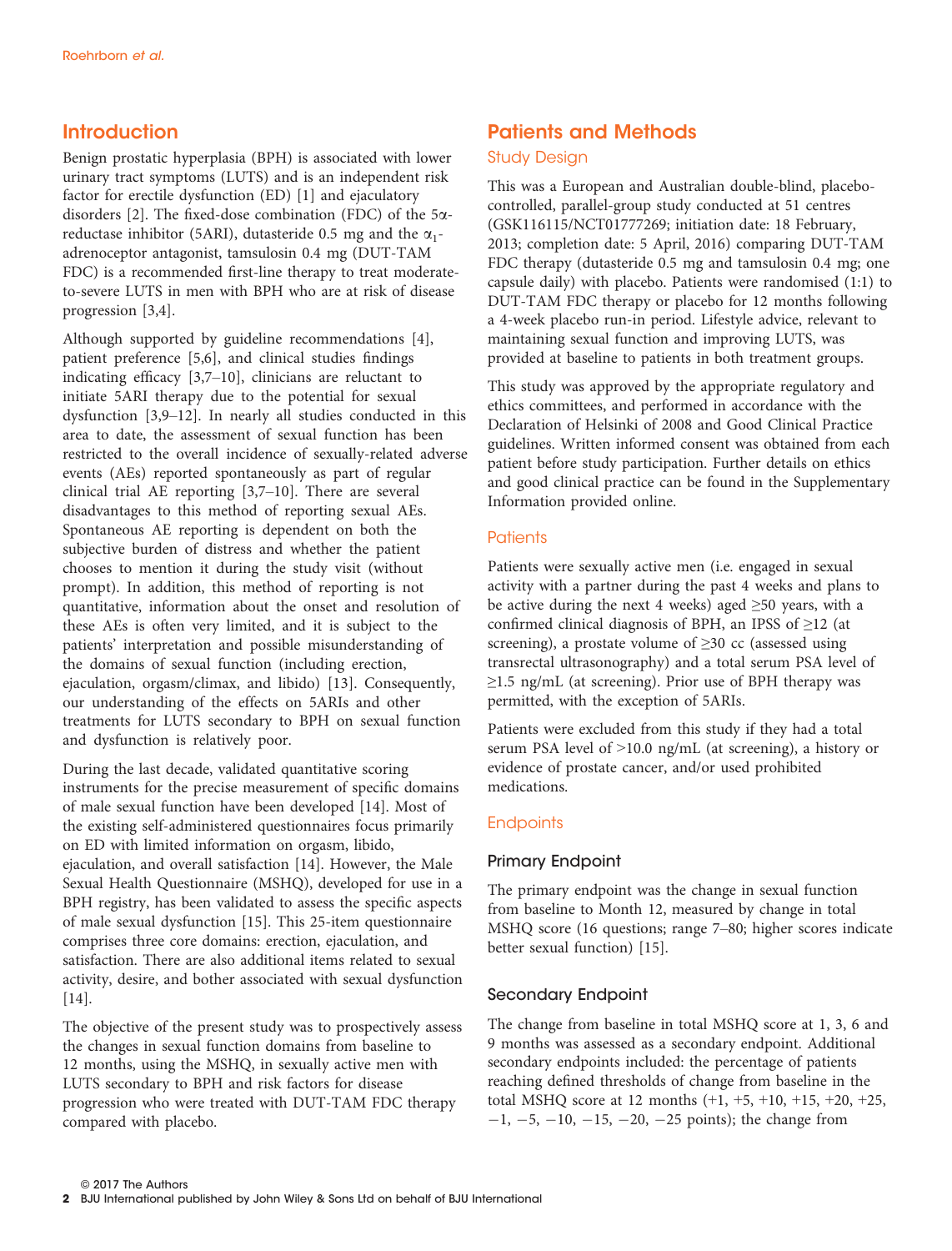## Introduction

Benign prostatic hyperplasia (BPH) is associated with lower urinary tract symptoms (LUTS) and is an independent risk factor for erectile dysfunction (ED) [1] and ejaculatory disorders [2]. The fixed-dose combination (FDC) of the 5α-reductase inhibitor (5ARI), dutasteride 0.5 mg and the $\alpha_1$-adrenoceptor antagonist, tamsulosin 0.4 mg (DUT-TAM FDC) is a recommended first-line therapy to treat moderate-to-severe LUTS in men with BPH who are at risk of disease progression [3,4].

Although supported by guideline recommendations [4], patient preference [5,6], and clinical studies findings indicating efficacy [3,7–10], clinicians are reluctant to initiate 5ARI therapy due to the potential for sexual dysfunction [3,9–12]. In nearly all studies conducted in this area to date, the assessment of sexual function has been restricted to the overall incidence of sexually-related adverse events (AEs) reported spontaneously as part of regular clinical trial AE reporting [3,7–10]. There are several disadvantages to this method of reporting sexual AEs. Spontaneous AE reporting is dependent on both the subjective burden of distress and whether the patient chooses to mention it during the study visit (without prompt). In addition, this method of reporting is not quantitative, information about the onset and resolution of these AEs is often very limited, and it is subject to the patients' interpretation and possible misunderstanding of the domains of sexual function (including erection, ejaculation, orgasm/climax, and libido) [13]. Consequently, our understanding of the effects on 5ARIs and other treatments for LUTS secondary to BPH on sexual function and dysfunction is relatively poor.

During the last decade, validated quantitative scoring instruments for the precise measurement of specific domains of male sexual function have been developed [14]. Most of the existing self-administered questionnaires focus primarily on ED with limited information on orgasm, libido, ejaculation, and overall satisfaction [14]. However, the Male Sexual Health Questionnaire (MSHQ), developed for use in a BPH registry, has been validated to assess the specific aspects of male sexual dysfunction [15]. This 25-item questionnaire comprises three core domains: erection, ejaculation, and satisfaction. There are also additional items related to sexual activity, desire, and bother associated with sexual dysfunction [14].

The objective of the present study was to prospectively assess the changes in sexual function domains from baseline to 12 months, using the MSHQ, in sexually active men with LUTS secondary to BPH and risk factors for disease progression who were treated with DUT-TAM FDC therapy compared with placebo.

## Patients and Methods

### Study Design

This was a European and Australian double-blind, placebo-controlled, parallel-group study conducted at 51 centres (GSK116115/NCT01777269; initiation date: 18 February, 2013; completion date: 5 April, 2016) comparing DUT-TAM FDC therapy (dutasteride 0.5 mg and tamsulosin 0.4 mg; one capsule daily) with placebo. Patients were randomised (1:1) to DUT-TAM FDC therapy or placebo for 12 months following a 4-week placebo run-in period. Lifestyle advice, relevant to maintaining sexual function and improving LUTS, was provided at baseline to patients in both treatment groups.

This study was approved by the appropriate regulatory and ethics committees, and performed in accordance with the Declaration of Helsinki of 2008 and Good Clinical Practice guidelines. Written informed consent was obtained from each patient before study participation. Further details on ethics and good clinical practice can be found in the Supplementary Information provided online.

### Patients

Patients were sexually active men (i.e. engaged in sexual activity with a partner during the past 4 weeks and plans to be active during the next 4 weeks) aged ≥50 years, with a confirmed clinical diagnosis of BPH, an IPSS of ≥12 (at screening), a prostate volume of ≥30 cc (assessed using transrectal ultrasonography) and a total serum PSA level of ≥1.5 ng/mL (at screening). Prior use of BPH therapy was permitted, with the exception of 5ARIs.

Patients were excluded from this study if they had a total serum PSA level of >10.0 ng/mL (at screening), a history or evidence of prostate cancer, and/or used prohibited medications.

### Endpoints

#### Primary Endpoint

The primary endpoint was the change in sexual function from baseline to Month 12, measured by change in total MSHQ score (16 questions; range 7–80; higher scores indicate better sexual function) [15].

#### Secondary Endpoint

The change from baseline in total MSHQ score at 1, 3, 6 and 9 months was assessed as a secondary endpoint. Additional secondary endpoints included: the percentage of patients reaching defined thresholds of change from baseline in the total MSHQ score at 12 months (+1, +5, +10, +15, +20, +25, −1, −5, −10, −15, −20, −25 points); the change from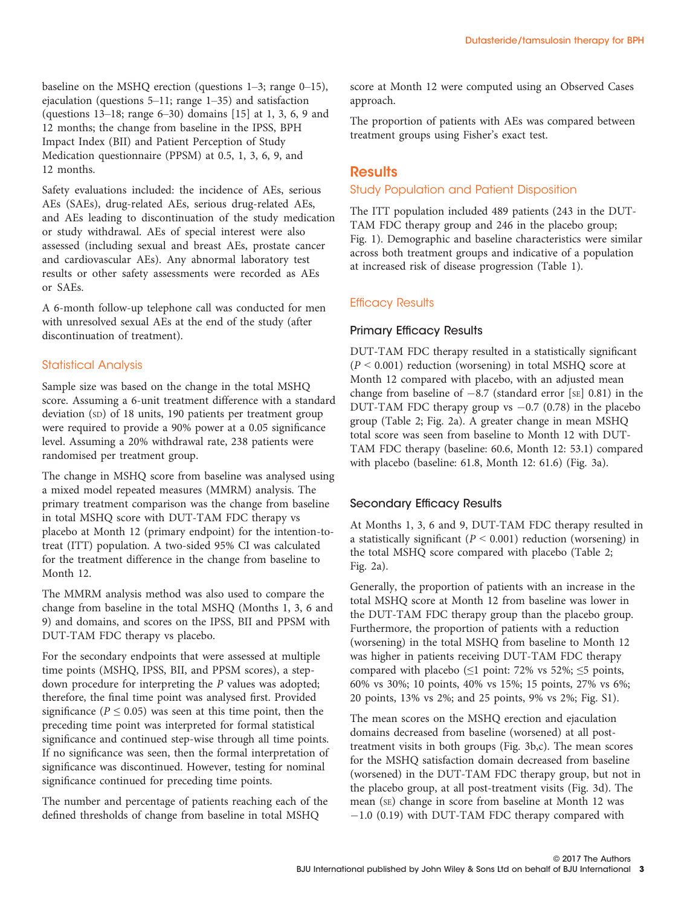baseline on the MSHQ erection (questions 1–3; range 0–15), ejaculation (questions 5–11; range 1–35) and satisfaction (questions 13–18; range 6–30) domains [15] at 1, 3, 6, 9 and 12 months; the change from baseline in the IPSS, BPH Impact Index (BII) and Patient Perception of Study Medication questionnaire (PPSM) at 0.5, 1, 3, 6, 9, and 12 months.

Safety evaluations included: the incidence of AEs, serious AEs (SAEs), drug-related AEs, serious drug-related AEs, and AEs leading to discontinuation of the study medication or study withdrawal. AEs of special interest were also assessed (including sexual and breast AEs, prostate cancer and cardiovascular AEs). Any abnormal laboratory test results or other safety assessments were recorded as AEs or SAEs.

A 6-month follow-up telephone call was conducted for men with unresolved sexual AEs at the end of the study (after discontinuation of treatment).

### Statistical Analysis

Sample size was based on the change in the total MSHQ score. Assuming a 6-unit treatment difference with a standard deviation (SD) of 18 units, 190 patients per treatment group were required to provide a 90% power at a 0.05 significance level. Assuming a 20% withdrawal rate, 238 patients were randomised per treatment group.

The change in MSHQ score from baseline was analysed using a mixed model repeated measures (MMRM) analysis. The primary treatment comparison was the change from baseline in total MSHQ score with DUT-TAM FDC therapy vs placebo at Month 12 (primary endpoint) for the intention-to-treat (ITT) population. A two-sided 95% CI was calculated for the treatment difference in the change from baseline to Month 12.

The MMRM analysis method was also used to compare the change from baseline in the total MSHQ (Months 1, 3, 6 and 9) and domains, and scores on the IPSS, BII and PPSM with DUT-TAM FDC therapy vs placebo.

For the secondary endpoints that were assessed at multiple time points (MSHQ, IPSS, BII, and PPSM scores), a step-down procedure for interpreting the $P$ values was adopted; therefore, the final time point was analysed first. Provided significance ($P \leq 0.05$) was seen at this time point, then the preceding time point was interpreted for formal statistical significance and continued step-wise through all time points. If no significance was seen, then the formal interpretation of significance was discontinued. However, testing for nominal significance continued for preceding time points.

The number and percentage of patients reaching each of the defined thresholds of change from baseline in total MSHQ score at Month 12 were computed using an Observed Cases approach.

The proportion of patients with AEs was compared between treatment groups using Fisher's exact test.

## Results

### Study Population and Patient Disposition

The ITT population included 489 patients (243 in the DUT-TAM FDC therapy group and 246 in the placebo group; Fig. 1). Demographic and baseline characteristics were similar across both treatment groups and indicative of a population at increased risk of disease progression (Table 1).

### Efficacy Results

#### Primary Efficacy Results

DUT-TAM FDC therapy resulted in a statistically significant ($P < 0.001$) reduction (worsening) in total MSHQ score at Month 12 compared with placebo, with an adjusted mean change from baseline of −8.7 (standard error [SE] 0.81) in the DUT-TAM FDC therapy group vs −0.7 (0.78) in the placebo group (Table 2; Fig. 2a). A greater change in mean MSHQ total score was seen from baseline to Month 12 with DUT-TAM FDC therapy (baseline: 60.6, Month 12: 53.1) compared with placebo (baseline: 61.8, Month 12: 61.6) (Fig. 3a).

#### Secondary Efficacy Results

At Months 1, 3, 6 and 9, DUT-TAM FDC therapy resulted in a statistically significant ($P < 0.001$) reduction (worsening) in the total MSHQ score compared with placebo (Table 2; Fig. 2a).

Generally, the proportion of patients with an increase in the total MSHQ score at Month 12 from baseline was lower in the DUT-TAM FDC therapy group than the placebo group. Furthermore, the proportion of patients with a reduction (worsening) in the total MSHQ from baseline to Month 12 was higher in patients receiving DUT-TAM FDC therapy compared with placebo (≤1 point: 72% vs 52%; ≤5 points, 60% vs 30%; 10 points, 40% vs 15%; 15 points, 27% vs 6%; 20 points, 13% vs 2%; and 25 points, 9% vs 2%; Fig. S1).

The mean scores on the MSHQ erection and ejaculation domains decreased from baseline (worsened) at all post-treatment visits in both groups (Fig. 3b,c). The mean scores for the MSHQ satisfaction domain decreased from baseline (worsened) in the DUT-TAM FDC therapy group, but not in the placebo group, at all post-treatment visits (Fig. 3d). The mean (SE) change in score from baseline at Month 12 was −1.0 (0.19) with DUT-TAM FDC therapy compared with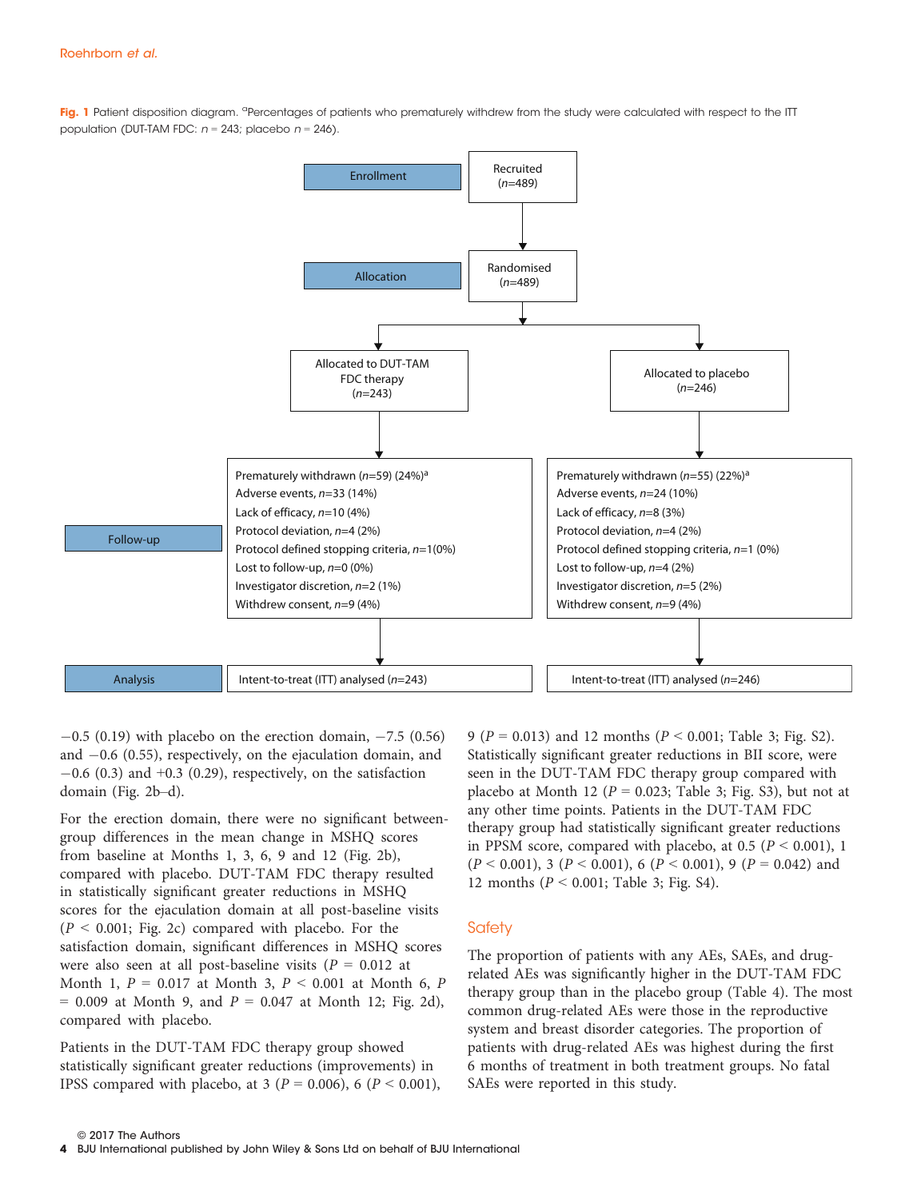**Fig. 1** Patient disposition diagram. [a]Percentages of patients who prematurely withdrew from the study were calculated with respect to the ITT population (DUT-TAM FDC: *n* = 243; placebo *n* = 246).

**Enrollment**

Recruited (*n*=489)

**Allocation**

Randomised (*n*=489)

Allocated to DUT-TAM FDC therapy (*n*=243)

Allocated to placebo (*n*=246)

**Follow-up**

| DUT-TAM FDC therapy | Placebo |
|---|---|
| Prematurely withdrawn (*n*=59) (24%)[a] | Prematurely withdrawn (*n*=55) (22%)[a] |
| Adverse events, *n*=33 (14%) | Adverse events, *n*=24 (10%) |
| Lack of efficacy, *n*=10 (4%) | Lack of efficacy, *n*=8 (3%) |
| Protocol deviation, *n*=4 (2%) | Protocol deviation, *n*=4 (2%) |
| Protocol defined stopping criteria, *n*=1(0%) | Protocol defined stopping criteria, *n*=1 (0%) |
| Lost to follow-up, *n*=0 (0%) | Lost to follow-up, *n*=4 (2%) |
| Investigator discretion, *n*=2 (1%) | Investigator discretion, *n*=5 (2%) |
| Withdrew consent, *n*=9 (4%) | Withdrew consent, *n*=9 (4%) |

**Analysis**

Intent-to-treat (ITT) analysed (*n*=243) | Intent-to-treat (ITT) analysed (*n*=246)

−0.5 (0.19) with placebo on the erection domain, −7.5 (0.56) and −0.6 (0.55), respectively, on the ejaculation domain, and −0.6 (0.3) and +0.3 (0.29), respectively, on the satisfaction domain (Fig. 2b–d).

For the erection domain, there were no significant between-group differences in the mean change in MSHQ scores from baseline at Months 1, 3, 6, 9 and 12 (Fig. 2b), compared with placebo. DUT-TAM FDC therapy resulted in statistically significant greater reductions in MSHQ scores for the ejaculation domain at all post-baseline visits ($P < 0.001$; Fig. 2c) compared with placebo. For the satisfaction domain, significant differences in MSHQ scores were also seen at all post-baseline visits ($P = 0.012$ at Month 1, $P = 0.017$ at Month 3, $P < 0.001$ at Month 6, $P = 0.009$ at Month 9, and $P = 0.047$ at Month 12; Fig. 2d), compared with placebo.

Patients in the DUT-TAM FDC therapy group showed statistically significant greater reductions (improvements) in IPSS compared with placebo, at 3 ($P = 0.006$), 6 ($P < 0.001$), 9 ($P = 0.013$) and 12 months ($P < 0.001$; Table 3; Fig. S2). Statistically significant greater reductions in BII score, were seen in the DUT-TAM FDC therapy group compared with placebo at Month 12 ($P = 0.023$; Table 3; Fig. S3), but not at any other time points. Patients in the DUT-TAM FDC therapy group had statistically significant greater reductions in PPSM score, compared with placebo, at 0.5 ($P < 0.001$), 1 ($P < 0.001$), 3 ($P < 0.001$), 6 ($P < 0.001$), 9 ($P = 0.042$) and 12 months ($P < 0.001$; Table 3; Fig. S4).

## Safety

The proportion of patients with any AEs, SAEs, and drug-related AEs was significantly higher in the DUT-TAM FDC therapy group than in the placebo group (Table 4). The most common drug-related AEs were those in the reproductive system and breast disorder categories. The proportion of patients with drug-related AEs was highest during the first 6 months of treatment in both treatment groups. No fatal SAEs were reported in this study.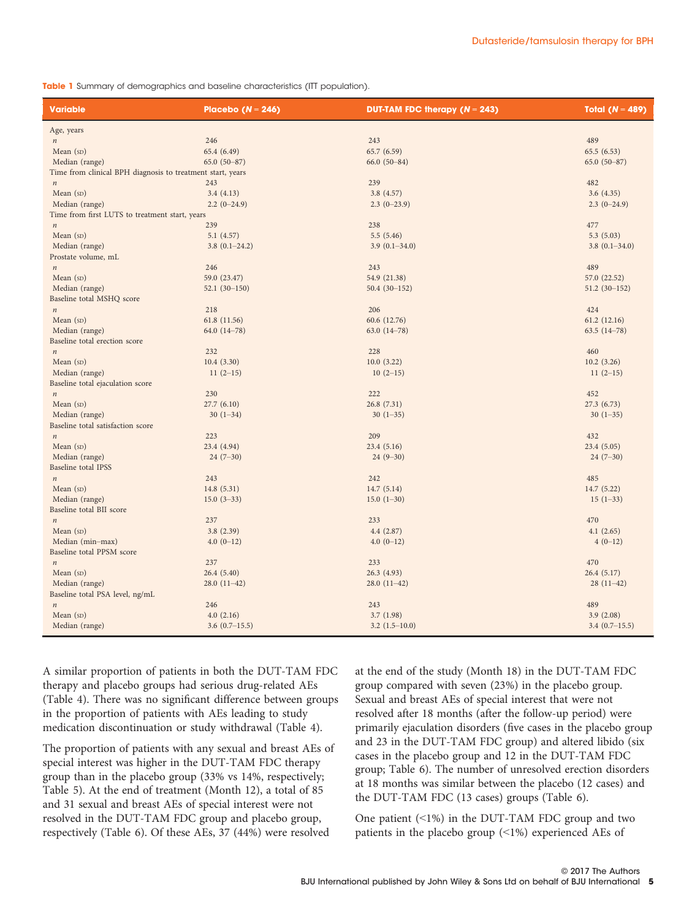**Table 1** Summary of demographics and baseline characteristics (ITT population).

| Variable | Placebo (*N* = 246) | DUT-TAM FDC therapy (*N* = 243) | Total (*N* = 489) |
|---|---|---|---|
| Age, years | | | |
| *n* | 246 | 243 | 489 |
| Mean (SD) | 65.4 (6.49) | 65.7 (6.59) | 65.5 (6.53) |
| Median (range) | 65.0 (50–87) | 66.0 (50–84) | 65.0 (50–87) |
| Time from clinical BPH diagnosis to treatment start, years | | | |
| *n* | 243 | 239 | 482 |
| Mean (SD) | 3.4 (4.13) | 3.8 (4.57) | 3.6 (4.35) |
| Median (range) | 2.2 (0–24.9) | 2.3 (0–23.9) | 2.3 (0–24.9) |
| Time from first LUTS to treatment start, years | | | |
| *n* | 239 | 238 | 477 |
| Mean (SD) | 5.1 (4.57) | 5.5 (5.46) | 5.3 (5.03) |
| Median (range) | 3.8 (0.1–24.2) | 3.9 (0.1–34.0) | 3.8 (0.1–34.0) |
| Prostate volume, mL | | | |
| *n* | 246 | 243 | 489 |
| Mean (SD) | 59.0 (23.47) | 54.9 (21.38) | 57.0 (22.52) |
| Median (range) | 52.1 (30–150) | 50.4 (30–152) | 51.2 (30–152) |
| Baseline total MSHQ score | | | |
| *n* | 218 | 206 | 424 |
| Mean (SD) | 61.8 (11.56) | 60.6 (12.76) | 61.2 (12.16) |
| Median (range) | 64.0 (14–78) | 63.0 (14–78) | 63.5 (14–78) |
| Baseline total erection score | | | |
| *n* | 232 | 228 | 460 |
| Mean (SD) | 10.4 (3.30) | 10.0 (3.22) | 10.2 (3.26) |
| Median (range) | 11 (2–15) | 10 (2–15) | 11 (2–15) |
| Baseline total ejaculation score | | | |
| *n* | 230 | 222 | 452 |
| Mean (SD) | 27.7 (6.10) | 26.8 (7.31) | 27.3 (6.73) |
| Median (range) | 30 (1–34) | 30 (1–35) | 30 (1–35) |
| Baseline total satisfaction score | | | |
| *n* | 223 | 209 | 432 |
| Mean (SD) | 23.4 (4.94) | 23.4 (5.16) | 23.4 (5.05) |
| Median (range) | 24 (7–30) | 24 (9–30) | 24 (7–30) |
| Baseline total IPSS | | | |
| *n* | 243 | 242 | 485 |
| Mean (SD) | 14.8 (5.31) | 14.7 (5.14) | 14.7 (5.22) |
| Median (range) | 15.0 (3–33) | 15.0 (1–30) | 15 (1–33) |
| Baseline total BII score | | | |
| *n* | 237 | 233 | 470 |
| Mean (SD) | 3.8 (2.39) | 4.4 (2.87) | 4.1 (2.65) |
| Median (min–max) | 4.0 (0–12) | 4.0 (0–12) | 4 (0–12) |
| Baseline total PPSM score | | | |
| *n* | 237 | 233 | 470 |
| Mean (SD) | 26.4 (5.40) | 26.3 (4.93) | 26.4 (5.17) |
| Median (range) | 28.0 (11–42) | 28.0 (11–42) | 28 (11–42) |
| Baseline total PSA level, ng/mL | | | |
| *n* | 246 | 243 | 489 |
| Mean (SD) | 4.0 (2.16) | 3.7 (1.98) | 3.9 (2.08) |
| Median (range) | 3.6 (0.7–15.5) | 3.2 (1.5–10.0) | 3.4 (0.7–15.5) |

A similar proportion of patients in both the DUT-TAM FDC therapy and placebo groups had serious drug-related AEs (Table 4). There was no significant difference between groups in the proportion of patients with AEs leading to study medication discontinuation or study withdrawal (Table 4).

The proportion of patients with any sexual and breast AEs of special interest was higher in the DUT-TAM FDC therapy group than in the placebo group (33% vs 14%, respectively; Table 5). At the end of treatment (Month 12), a total of 85 and 31 sexual and breast AEs of special interest were not resolved in the DUT-TAM FDC group and placebo group, respectively (Table 6). Of these AEs, 37 (44%) were resolved at the end of the study (Month 18) in the DUT-TAM FDC group compared with seven (23%) in the placebo group. Sexual and breast AEs of special interest that were not resolved after 18 months (after the follow-up period) were primarily ejaculation disorders (five cases in the placebo group and 23 in the DUT-TAM FDC group) and altered libido (six cases in the placebo group and 12 in the DUT-TAM FDC group; Table 6). The number of unresolved erection disorders at 18 months was similar between the placebo (12 cases) and the DUT-TAM FDC (13 cases) groups (Table 6).

One patient (<1%) in the DUT-TAM FDC group and two patients in the placebo group (<1%) experienced AEs of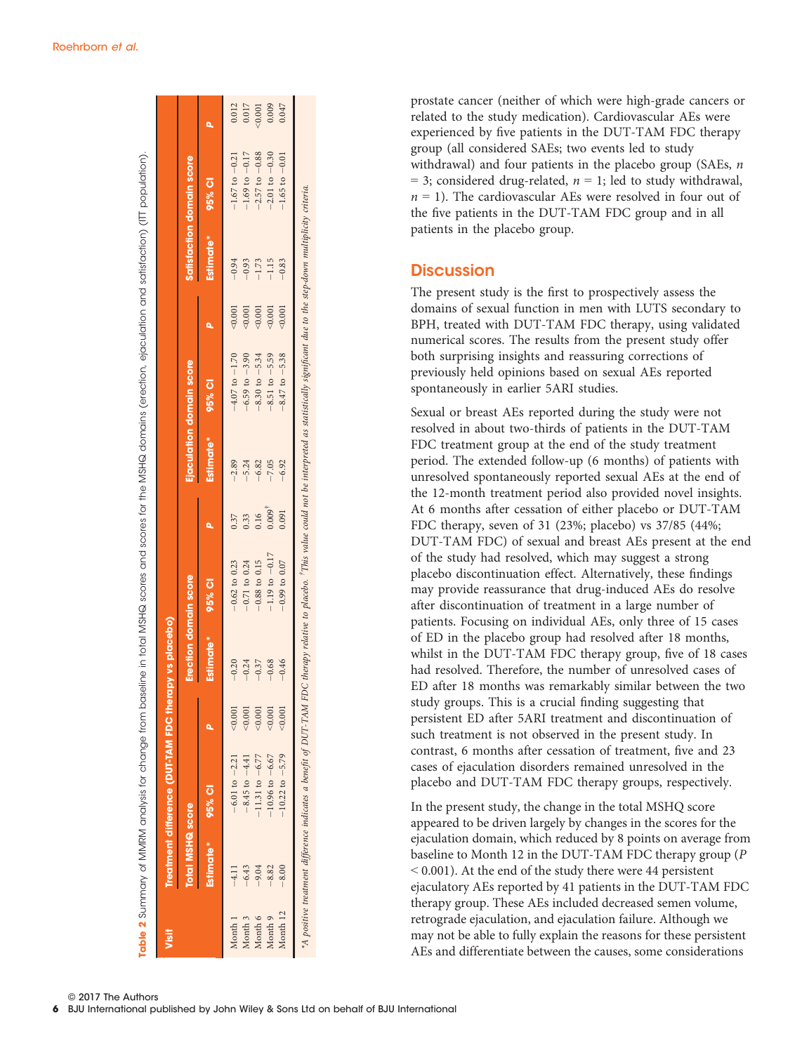**Table 2** Summary of MMRM analysis for change from baseline in total MSHQ scores and scores for the MSHQ domains (erection, ejaculation and satisfaction) (ITT population).

| Visit | Treatment difference (DUT-TAM FDC therapy vs placebo) | | | | | | | | | | | |
|---|---|---|---|---|---|---|---|---|---|---|---|---|
| | Total MSHQ score | | | Erection domain score | | | Ejaculation domain score | | | Satisfaction domain score | | |
| | Estimate* | 95% CI | P | Estimate* | 95% CI | P | Estimate* | 95% CI | P | Estimate* | 95% CI | P |
| Month 1 | −4.11 | −6.01 to −2.21 | <0.001 | −0.20 | −0.62 to 0.23 | 0.37 | −2.89 | −4.07 to −1.70 | <0.001 | −0.94 | −1.67 to −0.21 | 0.012 |
| Month 3 | −6.43 | −8.45 to −4.41 | <0.001 | −0.24 | −0.71 to 0.24 | 0.33 | −5.24 | −6.59 to −3.90 | <0.001 | −0.93 | −1.69 to −0.17 | 0.017 |
| Month 6 | −9.04 | −11.31 to −6.77 | <0.001 | −0.37 | −0.88 to 0.15 | 0.16 | −6.82 | −8.30 to −5.34 | <0.001 | −1.73 | −2.57 to −0.88 | <0.001 |
| Month 9 | −8.82 | −10.96 to −6.67 | <0.001 | −0.68 | −1.19 to −0.17 | 0.009[†] | −7.05 | −8.51 to −5.59 | <0.001 | −1.15 | −2.01 to −0.30 | 0.009 |
| Month 12 | −8.00 | −10.22 to −5.79 | <0.001 | −0.46 | −0.99 to 0.07 | 0.091 | −6.92 | −8.47 to −5.38 | <0.001 | −0.83 | −1.65 to −0.01 | 0.047 |

*A positive treatment difference indicates a benefit of DUT-TAM FDC therapy relative to placebo. [†]This value could not be interpreted as statistically significant due to the step-down multiplicity criteria.*

prostate cancer (neither of which were high-grade cancers or related to the study medication). Cardiovascular AEs were experienced by five patients in the DUT-TAM FDC therapy group (all considered SAEs; two events led to study withdrawal) and four patients in the placebo group (SAEs, $n = 3$; considered drug-related, $n = 1$; led to study withdrawal, $n = 1$). The cardiovascular AEs were resolved in four out of the five patients in the DUT-TAM FDC group and in all patients in the placebo group.

## Discussion

The present study is the first to prospectively assess the domains of sexual function in men with LUTS secondary to BPH, treated with DUT-TAM FDC therapy, using validated numerical scores. The results from the present study offer both surprising insights and reassuring corrections of previously held opinions based on sexual AEs reported spontaneously in earlier 5ARI studies.

Sexual or breast AEs reported during the study were not resolved in about two-thirds of patients in the DUT-TAM FDC treatment group at the end of the study treatment period. The extended follow-up (6 months) of patients with unresolved spontaneously reported sexual AEs at the end of the 12-month treatment period also provided novel insights. At 6 months after cessation of either placebo or DUT-TAM FDC therapy, seven of 31 (23%; placebo) vs 37/85 (44%; DUT-TAM FDC) of sexual and breast AEs present at the end of the study had resolved, which may suggest a strong placebo discontinuation effect. Alternatively, these findings may provide reassurance that drug-induced AEs do resolve after discontinuation of treatment in a large number of patients. Focusing on individual AEs, only three of 15 cases of ED in the placebo group had resolved after 18 months, whilst in the DUT-TAM FDC therapy group, five of 18 cases had resolved. Therefore, the number of unresolved cases of ED after 18 months was remarkably similar between the two study groups. This is a crucial finding suggesting that persistent ED after 5ARI treatment and discontinuation of such treatment is not observed in the present study. In contrast, 6 months after cessation of treatment, five and 23 cases of ejaculation disorders remained unresolved in the placebo and DUT-TAM FDC therapy groups, respectively.

In the present study, the change in the total MSHQ score appeared to be driven largely by changes in the scores for the ejaculation domain, which reduced by 8 points on average from baseline to Month 12 in the DUT-TAM FDC therapy group ($P < 0.001$). At the end of the study there were 44 persistent ejaculatory AEs reported by 41 patients in the DUT-TAM FDC therapy group. These AEs included decreased semen volume, retrograde ejaculation, and ejaculation failure. Although we may not be able to fully explain the reasons for these persistent AEs and differentiate between the causes, some considerations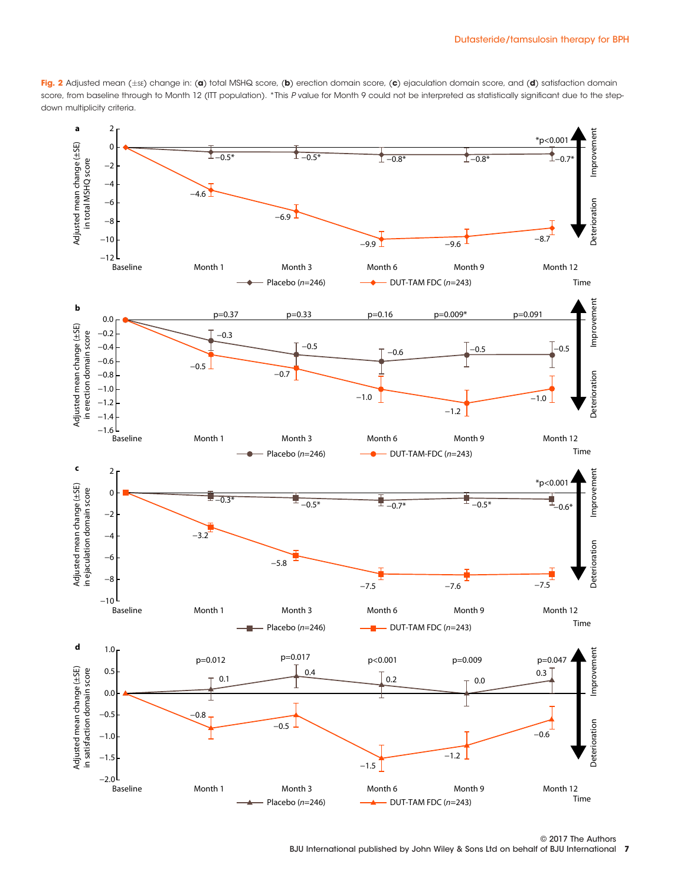**Fig. 2** Adjusted mean (±SE) change in: (**a**) total MSHQ score, (**b**) erection domain score, (**c**) ejaculation domain score, and (**d**) satisfaction domain score, from baseline through to Month 12 (ITT population). *This *P* value for Month 9 could not be interpreted as statistically significant due to the step-down multiplicity criteria.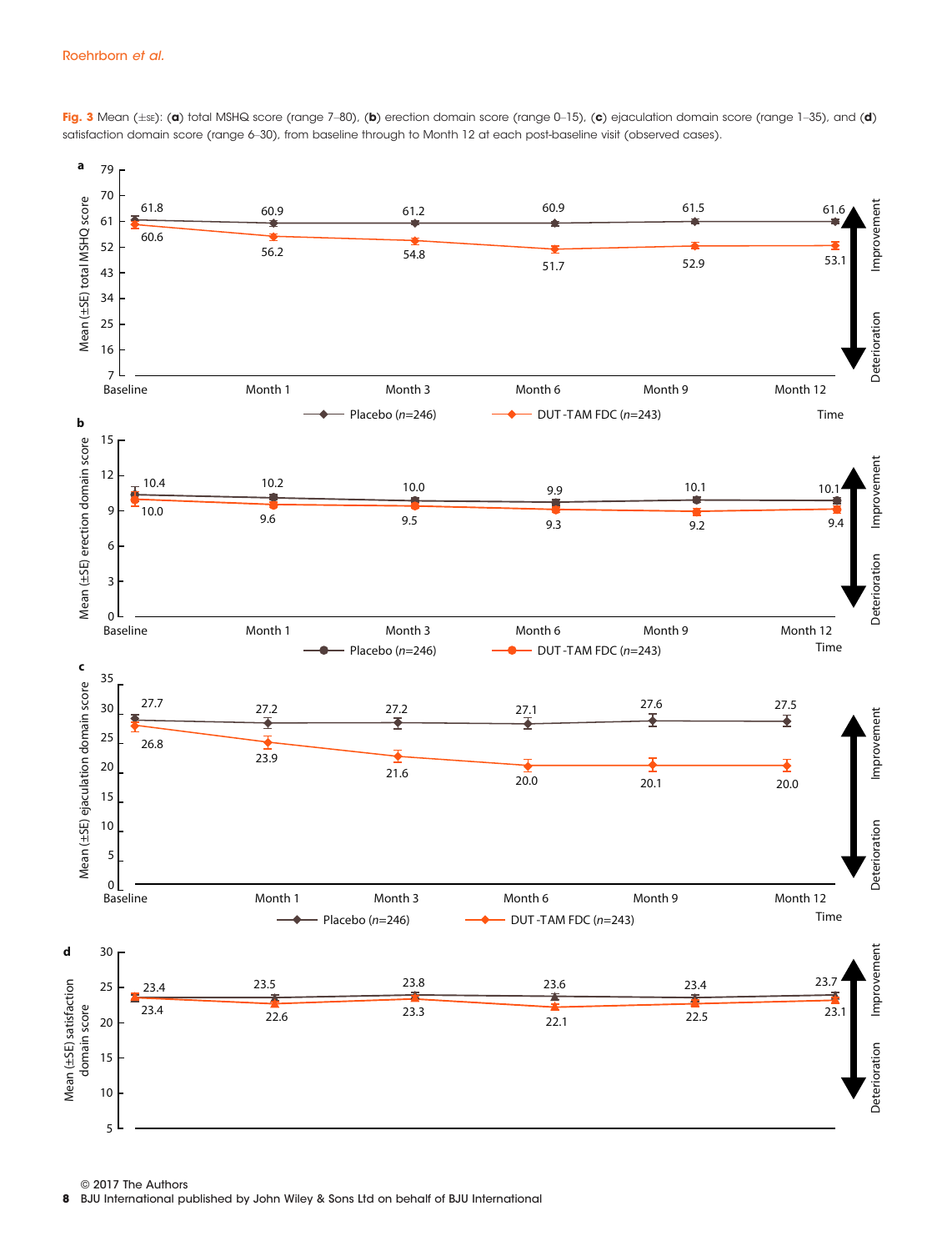**Fig. 3** Mean (±SE): (**a**) total MSHQ score (range 7–80), (**b**) erection domain score (range 0–15), (**c**) ejaculation domain score (range 1–35), and (**d**) satisfaction domain score (range 6–30), from baseline through to Month 12 at each post-baseline visit (observed cases).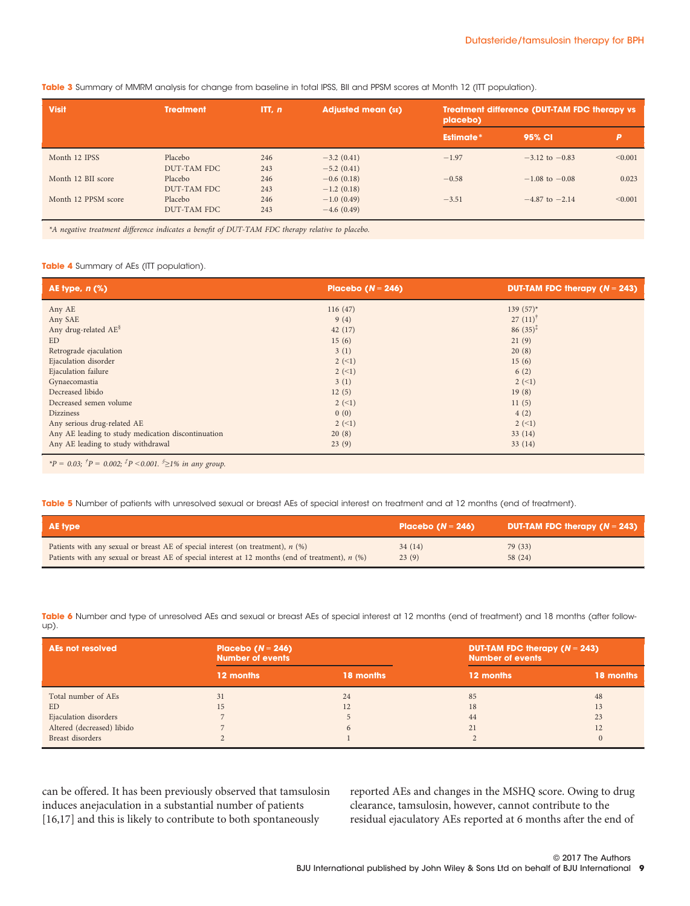**Table 3** Summary of MMRM analysis for change from baseline in total IPSS, BII and PPSM scores at Month 12 (ITT population).

| Visit | Treatment | ITT, *n* | Adjusted mean (SE) | Treatment difference (DUT-TAM FDC therapy vs placebo) | | |
|---|---|---|---|---|---|---|
| | | | | Estimate* | 95% CI | *P* |
| Month 12 IPSS | Placebo | 246 | −3.2 (0.41) | −1.97 | −3.12 to −0.83 | <0.001 |
| | DUT-TAM FDC | 243 | −5.2 (0.41) | | | |
| Month 12 BII score | Placebo | 246 | −0.6 (0.18) | −0.58 | −1.08 to −0.08 | 0.023 |
| | DUT-TAM FDC | 243 | −1.2 (0.18) | | | |
| Month 12 PPSM score | Placebo | 246 | −1.0 (0.49) | −3.51 | −4.87 to −2.14 | <0.001 |
| | DUT-TAM FDC | 243 | −4.6 (0.49) | | | |

*\*A negative treatment difference indicates a benefit of DUT-TAM FDC therapy relative to placebo.*

**Table 4** Summary of AEs (ITT population).

| AE type, *n* (%) | Placebo (*N* = 246) | DUT-TAM FDC therapy (*N* = 243) |
|---|---|---|
| Any AE | 116 (47) | 139 (57)* |
| Any SAE | 9 (4) | 27 (11)† |
| Any drug-related AE§ | 42 (17) | 86 (35)‡ |
| ED | 15 (6) | 21 (9) |
| Retrograde ejaculation | 3 (1) | 20 (8) |
| Ejaculation disorder | 2 (<1) | 15 (6) |
| Ejaculation failure | 2 (<1) | 6 (2) |
| Gynaecomastia | 3 (1) | 2 (<1) |
| Decreased libido | 12 (5) | 19 (8) |
| Decreased semen volume | 2 (<1) | 11 (5) |
| Dizziness | 0 (0) | 4 (2) |
| Any serious drug-related AE | 2 (<1) | 2 (<1) |
| Any AE leading to study medication discontinuation | 20 (8) | 33 (14) |
| Any AE leading to study withdrawal | 23 (9) | 33 (14) |

*\*P = 0.03; †P = 0.002; ‡P <0.001. §≥1% in any group.*

**Table 5** Number of patients with unresolved sexual or breast AEs of special interest on treatment and at 12 months (end of treatment).

| AE type | Placebo (*N* = 246) | DUT-TAM FDC therapy (*N* = 243) |
|---|---|---|
| Patients with any sexual or breast AE of special interest (on treatment), *n* (%) | 34 (14) | 79 (33) |
| Patients with any sexual or breast AE of special interest at 12 months (end of treatment), *n* (%) | 23 (9) | 58 (24) |

**Table 6** Number and type of unresolved AEs and sexual or breast AEs of special interest at 12 months (end of treatment) and 18 months (after follow-up).

| AEs not resolved | Placebo (*N* = 246) Number of events | | DUT-TAM FDC therapy (*N* = 243) Number of events | |
|---|---|---|---|---|
| | 12 months | 18 months | 12 months | 18 months |
| Total number of AEs | 31 | 24 | 85 | 48 |
| ED | 15 | 12 | 18 | 13 |
| Ejaculation disorders | 7 | 5 | 44 | 23 |
| Altered (decreased) libido | 7 | 6 | 21 | 12 |
| Breast disorders | 2 | 1 | 2 | 0 |

can be offered. It has been previously observed that tamsulosin induces anejaculation in a substantial number of patients [16,17] and this is likely to contribute to both spontaneously reported AEs and changes in the MSHQ score. Owing to drug clearance, tamsulosin, however, cannot contribute to the residual ejaculatory AEs reported at 6 months after the end of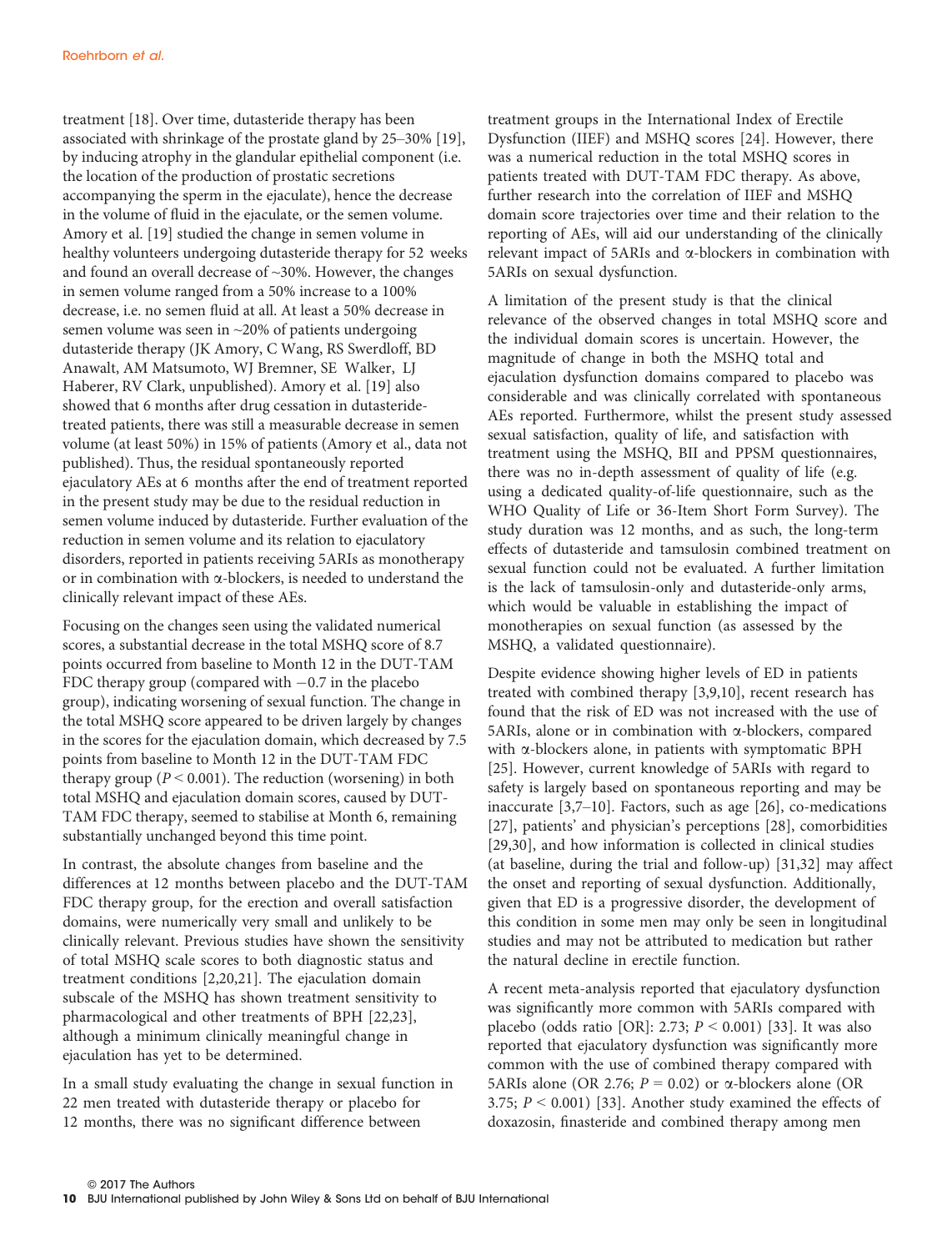treatment [18]. Over time, dutasteride therapy has been associated with shrinkage of the prostate gland by 25–30% [19], by inducing atrophy in the glandular epithelial component (i.e. the location of the production of prostatic secretions accompanying the sperm in the ejaculate), hence the decrease in the volume of fluid in the ejaculate, or the semen volume. Amory et al. [19] studied the change in semen volume in healthy volunteers undergoing dutasteride therapy for 52 weeks and found an overall decrease of ~30%. However, the changes in semen volume ranged from a 50% increase to a 100% decrease, i.e. no semen fluid at all. At least a 50% decrease in semen volume was seen in ~20% of patients undergoing dutasteride therapy (JK Amory, C Wang, RS Swerdloff, BD Anawalt, AM Matsumoto, WJ Bremner, SE Walker, LJ Haberer, RV Clark, unpublished). Amory et al. [19] also showed that 6 months after drug cessation in dutasteride-treated patients, there was still a measurable decrease in semen volume (at least 50%) in 15% of patients (Amory et al., data not published). Thus, the residual spontaneously reported ejaculatory AEs at 6 months after the end of treatment reported in the present study may be due to the residual reduction in semen volume induced by dutasteride. Further evaluation of the reduction in semen volume and its relation to ejaculatory disorders, reported in patients receiving 5ARIs as monotherapy or in combination with α-blockers, is needed to understand the clinically relevant impact of these AEs.

Focusing on the changes seen using the validated numerical scores, a substantial decrease in the total MSHQ score of 8.7 points occurred from baseline to Month 12 in the DUT-TAM FDC therapy group (compared with −0.7 in the placebo group), indicating worsening of sexual function. The change in the total MSHQ score appeared to be driven largely by changes in the scores for the ejaculation domain, which decreased by 7.5 points from baseline to Month 12 in the DUT-TAM FDC therapy group ($P < 0.001$). The reduction (worsening) in both total MSHQ and ejaculation domain scores, caused by DUT-TAM FDC therapy, seemed to stabilise at Month 6, remaining substantially unchanged beyond this time point.

In contrast, the absolute changes from baseline and the differences at 12 months between placebo and the DUT-TAM FDC therapy group, for the erection and overall satisfaction domains, were numerically very small and unlikely to be clinically relevant. Previous studies have shown the sensitivity of total MSHQ scale scores to both diagnostic status and treatment conditions [2,20,21]. The ejaculation domain subscale of the MSHQ has shown treatment sensitivity to pharmacological and other treatments of BPH [22,23], although a minimum clinically meaningful change in ejaculation has yet to be determined.

In a small study evaluating the change in sexual function in 22 men treated with dutasteride therapy or placebo for 12 months, there was no significant difference between treatment groups in the International Index of Erectile Dysfunction (IIEF) and MSHQ scores [24]. However, there was a numerical reduction in the total MSHQ scores in patients treated with DUT-TAM FDC therapy. As above, further research into the correlation of IIEF and MSHQ domain score trajectories over time and their relation to the reporting of AEs, will aid our understanding of the clinically relevant impact of 5ARIs and α-blockers in combination with 5ARIs on sexual dysfunction.

A limitation of the present study is that the clinical relevance of the observed changes in total MSHQ score and the individual domain scores is uncertain. However, the magnitude of change in both the MSHQ total and ejaculation dysfunction domains compared to placebo was considerable and was clinically correlated with spontaneous AEs reported. Furthermore, whilst the present study assessed sexual satisfaction, quality of life, and satisfaction with treatment using the MSHQ, BII and PPSM questionnaires, there was no in-depth assessment of quality of life (e.g. using a dedicated quality-of-life questionnaire, such as the WHO Quality of Life or 36-Item Short Form Survey). The study duration was 12 months, and as such, the long-term effects of dutasteride and tamsulosin combined treatment on sexual function could not be evaluated. A further limitation is the lack of tamsulosin-only and dutasteride-only arms, which would be valuable in establishing the impact of monotherapies on sexual function (as assessed by the MSHQ, a validated questionnaire).

Despite evidence showing higher levels of ED in patients treated with combined therapy [3,9,10], recent research has found that the risk of ED was not increased with the use of 5ARIs, alone or in combination with α-blockers, compared with α-blockers alone, in patients with symptomatic BPH [25]. However, current knowledge of 5ARIs with regard to safety is largely based on spontaneous reporting and may be inaccurate [3,7–10]. Factors, such as age [26], co-medications [27], patients' and physician's perceptions [28], comorbidities [29,30], and how information is collected in clinical studies (at baseline, during the trial and follow-up) [31,32] may affect the onset and reporting of sexual dysfunction. Additionally, given that ED is a progressive disorder, the development of this condition in some men may only be seen in longitudinal studies and may not be attributed to medication but rather the natural decline in erectile function.

A recent meta-analysis reported that ejaculatory dysfunction was significantly more common with 5ARIs compared with placebo (odds ratio [OR]: 2.73; $P < 0.001$) [33]. It was also reported that ejaculatory dysfunction was significantly more common with the use of combined therapy compared with 5ARIs alone (OR 2.76; $P = 0.02$) or α-blockers alone (OR 3.75; $P < 0.001$) [33]. Another study examined the effects of doxazosin, finasteride and combined therapy among men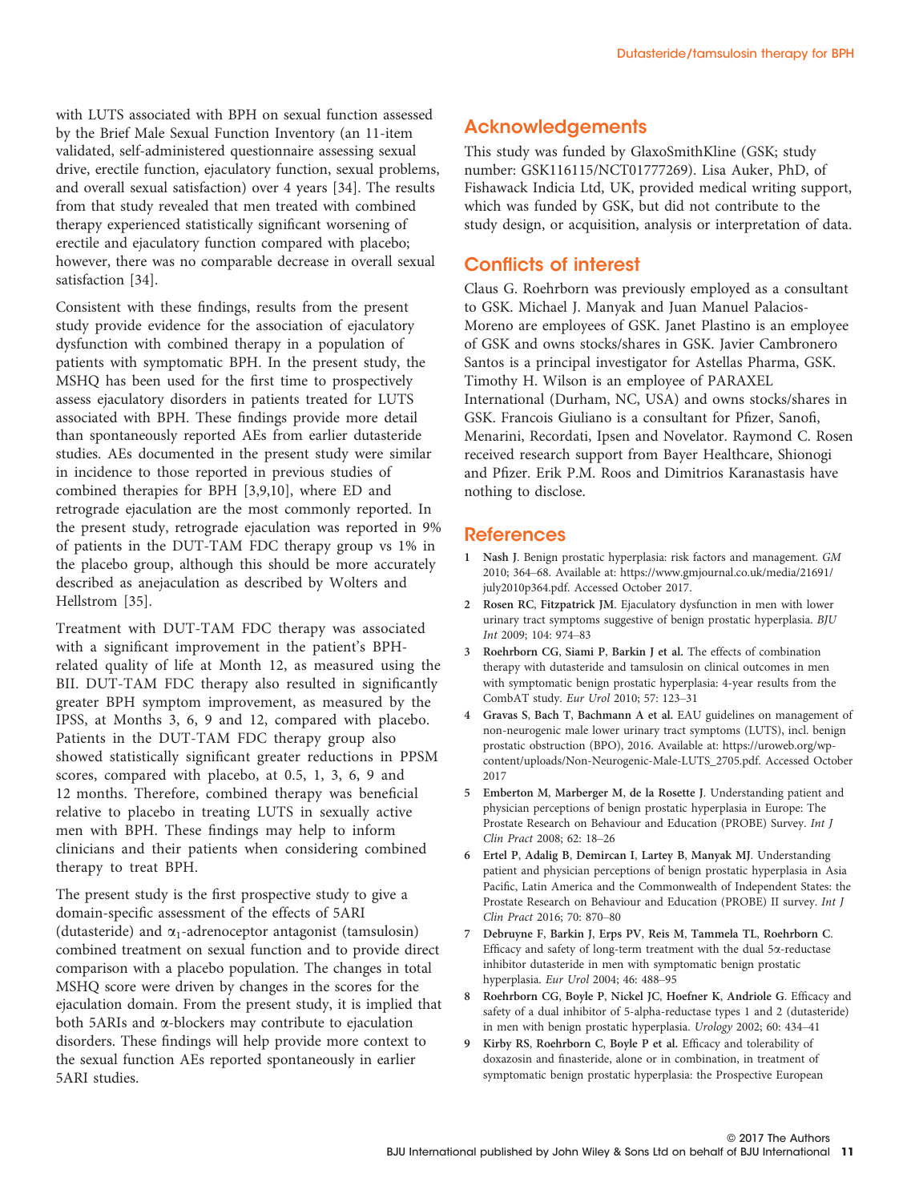with LUTS associated with BPH on sexual function assessed by the Brief Male Sexual Function Inventory (an 11-item validated, self-administered questionnaire assessing sexual drive, erectile function, ejaculatory function, sexual problems, and overall sexual satisfaction) over 4 years [34]. The results from that study revealed that men treated with combined therapy experienced statistically significant worsening of erectile and ejaculatory function compared with placebo; however, there was no comparable decrease in overall sexual satisfaction [34].

Consistent with these findings, results from the present study provide evidence for the association of ejaculatory dysfunction with combined therapy in a population of patients with symptomatic BPH. In the present study, the MSHQ has been used for the first time to prospectively assess ejaculatory disorders in patients treated for LUTS associated with BPH. These findings provide more detail than spontaneously reported AEs from earlier dutasteride studies. AEs documented in the present study were similar in incidence to those reported in previous studies of combined therapies for BPH [3,9,10], where ED and retrograde ejaculation are the most commonly reported. In the present study, retrograde ejaculation was reported in 9% of patients in the DUT-TAM FDC therapy group vs 1% in the placebo group, although this should be more accurately described as anejaculation as described by Wolters and Hellstrom [35].

Treatment with DUT-TAM FDC therapy was associated with a significant improvement in the patient's BPH-related quality of life at Month 12, as measured using the BII. DUT-TAM FDC therapy also resulted in significantly greater BPH symptom improvement, as measured by the IPSS, at Months 3, 6, 9 and 12, compared with placebo. Patients in the DUT-TAM FDC therapy group also showed statistically significant greater reductions in PPSM scores, compared with placebo, at 0.5, 1, 3, 6, 9 and 12 months. Therefore, combined therapy was beneficial relative to placebo in treating LUTS in sexually active men with BPH. These findings may help to inform clinicians and their patients when considering combined therapy to treat BPH.

The present study is the first prospective study to give a domain-specific assessment of the effects of 5ARI (dutasteride) and $\alpha_1$-adrenoceptor antagonist (tamsulosin) combined treatment on sexual function and to provide direct comparison with a placebo population. The changes in total MSHQ score were driven by changes in the scores for the ejaculation domain. From the present study, it is implied that both 5ARIs and $\alpha$-blockers may contribute to ejaculation disorders. These findings will help provide more context to the sexual function AEs reported spontaneously in earlier 5ARI studies.

## Acknowledgements

This study was funded by GlaxoSmithKline (GSK; study number: GSK116115/NCT01777269). Lisa Auker, PhD, of Fishawack Indicia Ltd, UK, provided medical writing support, which was funded by GSK, but did not contribute to the study design, or acquisition, analysis or interpretation of data.

## Conflicts of interest

Claus G. Roehrborn was previously employed as a consultant to GSK. Michael J. Manyak and Juan Manuel Palacios-Moreno are employees of GSK. Janet Plastino is an employee of GSK and owns stocks/shares in GSK. Javier Cambronero Santos is a principal investigator for Astellas Pharma, GSK. Timothy H. Wilson is an employee of PARAXEL International (Durham, NC, USA) and owns stocks/shares in GSK. Francois Giuliano is a consultant for Pfizer, Sanofi, Menarini, Recordati, Ipsen and Novelator. Raymond C. Rosen received research support from Bayer Healthcare, Shionogi and Pfizer. Erik P.M. Roos and Dimitrios Karanastasis have nothing to disclose.

## References

1. **Nash J**. Benign prostatic hyperplasia: risk factors and management. *GM* 2010; 364–68. Available at: https://www.gmjournal.co.uk/media/21691/july2010p364.pdf. Accessed October 2017.
2. **Rosen RC, Fitzpatrick JM**. Ejaculatory dysfunction in men with lower urinary tract symptoms suggestive of benign prostatic hyperplasia. *BJU Int* 2009; 104: 974–83
3. **Roehrborn CG, Siami P, Barkin J et al.** The effects of combination therapy with dutasteride and tamsulosin on clinical outcomes in men with symptomatic benign prostatic hyperplasia: 4-year results from the CombAT study. *Eur Urol* 2010; 57: 123–31
4. **Gravas S, Bach T, Bachmann A et al.** EAU guidelines on management of non-neurogenic male lower urinary tract symptoms (LUTS), incl. benign prostatic obstruction (BPO), 2016. Available at: https://uroweb.org/wp-content/uploads/Non-Neurogenic-Male-LUTS_2705.pdf. Accessed October 2017
5. **Emberton M, Marberger M, de la Rosette J**. Understanding patient and physician perceptions of benign prostatic hyperplasia in Europe: The Prostate Research on Behaviour and Education (PROBE) Survey. *Int J Clin Pract* 2008; 62: 18–26
6. **Ertel P, Adalig B, Demircan I, Lartey B, Manyak MJ**. Understanding patient and physician perceptions of benign prostatic hyperplasia in Asia Pacific, Latin America and the Commonwealth of Independent States: the Prostate Research on Behaviour and Education (PROBE) II survey. *Int J Clin Pract* 2016; 70: 870–80
7. **Debruyne F, Barkin J, Erps PV, Reis M, Tammela TL, Roehrborn C**. Efficacy and safety of long-term treatment with the dual 5α-reductase inhibitor dutasteride in men with symptomatic benign prostatic hyperplasia. *Eur Urol* 2004; 46: 488–95
8. **Roehrborn CG, Boyle P, Nickel JC, Hoefner K, Andriole G**. Efficacy and safety of a dual inhibitor of 5-alpha-reductase types 1 and 2 (dutasteride) in men with benign prostatic hyperplasia. *Urology* 2002; 60: 434–41
9. **Kirby RS, Roehrborn C, Boyle P et al.** Efficacy and tolerability of doxazosin and finasteride, alone or in combination, in treatment of symptomatic benign prostatic hyperplasia: the Prospective European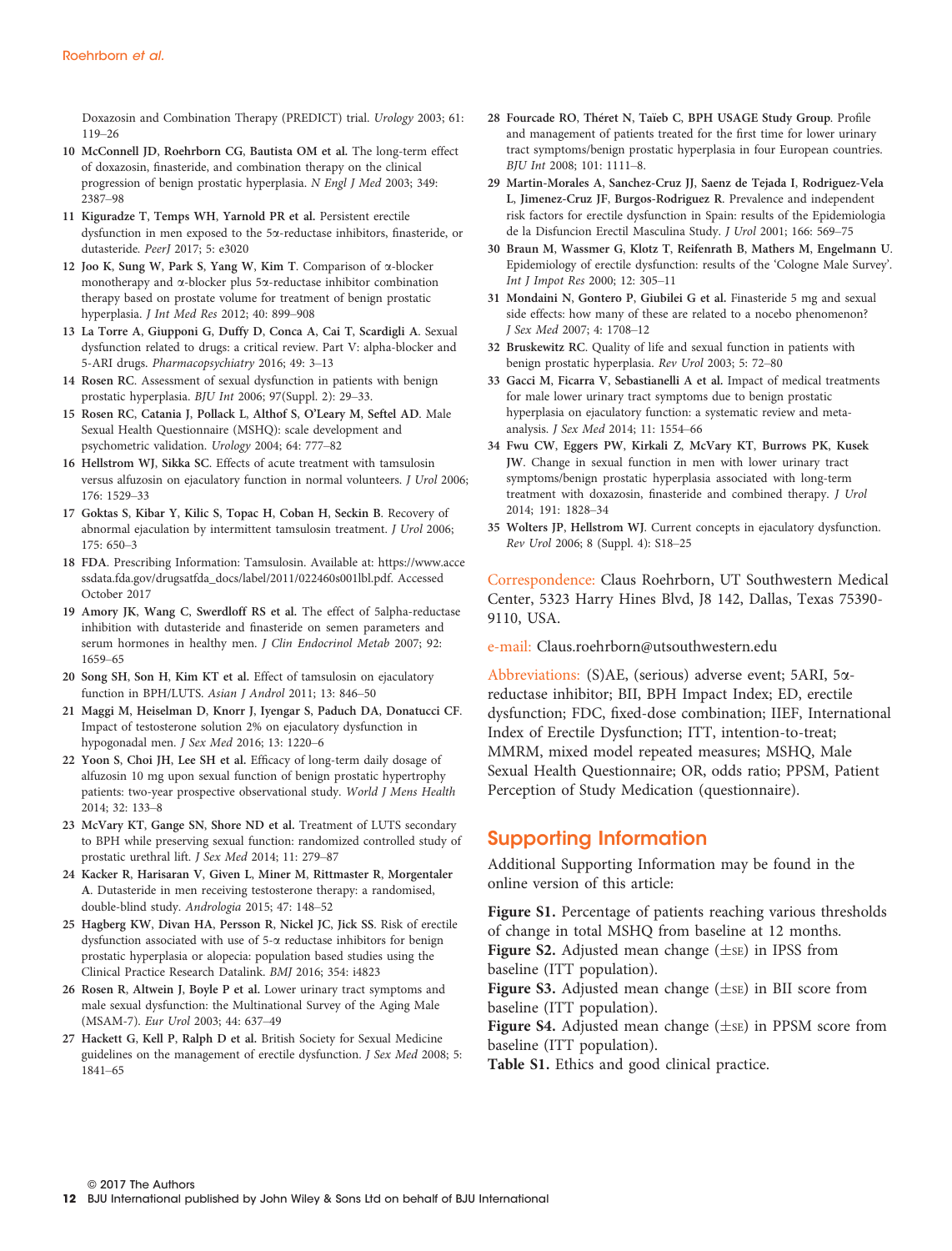Doxazosin and Combination Therapy (PREDICT) trial. *Urology* 2003; 61: 119–26

10 **McConnell JD, Roehrborn CG, Bautista OM et al.** The long-term effect of doxazosin, finasteride, and combination therapy on the clinical progression of benign prostatic hyperplasia. *N Engl J Med* 2003; 349: 2387–98

11 **Kiguradze T, Temps WH, Yarnold PR et al.** Persistent erectile dysfunction in men exposed to the 5α-reductase inhibitors, finasteride, or dutasteride. *PeerJ* 2017; 5: e3020

12 **Joo K, Sung W, Park S, Yang W, Kim T.** Comparison of α-blocker monotherapy and α-blocker plus 5α-reductase inhibitor combination therapy based on prostate volume for treatment of benign prostatic hyperplasia. *J Int Med Res* 2012; 40: 899–908

13 **La Torre A, Giupponi G, Duffy D, Conca A, Cai T, Scardigli A.** Sexual dysfunction related to drugs: a critical review. Part V: alpha-blocker and 5-ARI drugs. *Pharmacopsychiatry* 2016; 49: 3–13

14 **Rosen RC.** Assessment of sexual dysfunction in patients with benign prostatic hyperplasia. *BJU Int* 2006; 97(Suppl. 2): 29–33.

15 **Rosen RC, Catania J, Pollack L, Althof S, O'Leary M, Seftel AD.** Male Sexual Health Questionnaire (MSHQ): scale development and psychometric validation. *Urology* 2004; 64: 777–82

16 **Hellstrom WJ, Sikka SC.** Effects of acute treatment with tamsulosin versus alfuzosin on ejaculatory function in normal volunteers. *J Urol* 2006; 176: 1529–33

17 **Goktas S, Kibar Y, Kilic S, Topac H, Coban H, Seckin B.** Recovery of abnormal ejaculation by intermittent tamsulosin treatment. *J Urol* 2006; 175: 650–3

18 FDA. Prescribing Information: Tamsulosin. Available at: https://www.accessdata.fda.gov/drugsatfda_docs/label/2011/022460s001lbl.pdf. Accessed October 2017

19 **Amory JK, Wang C, Swerdloff RS et al.** The effect of 5alpha-reductase inhibition with dutasteride and finasteride on semen parameters and serum hormones in healthy men. *J Clin Endocrinol Metab* 2007; 92: 1659–65

20 **Song SH, Son H, Kim KT et al.** Effect of tamsulosin on ejaculatory function in BPH/LUTS. *Asian J Androl* 2011; 13: 846–50

21 **Maggi M, Heiselman D, Knorr J, Iyengar S, Paduch DA, Donatucci CF.** Impact of testosterone solution 2% on ejaculatory dysfunction in hypogonadal men. *J Sex Med* 2016; 13: 1220–6

22 **Yoon S, Choi JH, Lee SH et al.** Efficacy of long-term daily dosage of alfuzosin 10 mg upon sexual function of benign prostatic hypertrophy patients: two-year prospective observational study. *World J Mens Health* 2014; 32: 133–8

23 **McVary KT, Gange SN, Shore ND et al.** Treatment of LUTS secondary to BPH while preserving sexual function: randomized controlled study of prostatic urethral lift. *J Sex Med* 2014; 11: 279–87

24 **Kacker R, Harisaran V, Given L, Miner M, Rittmaster R, Morgentaler A.** Dutasteride in men receiving testosterone therapy: a randomised, double-blind study. *Andrologia* 2015; 47: 148–52

25 **Hagberg KW, Divan HA, Persson R, Nickel JC, Jick SS.** Risk of erectile dysfunction associated with use of 5-α reductase inhibitors for benign prostatic hyperplasia or alopecia: population based studies using the Clinical Practice Research Datalink. *BMJ* 2016; 354: i4823

26 **Rosen R, Altwein J, Boyle P et al.** Lower urinary tract symptoms and male sexual dysfunction: the Multinational Survey of the Aging Male (MSAM-7). *Eur Urol* 2003; 44: 637–49

27 **Hackett G, Kell P, Ralph D et al.** British Society for Sexual Medicine guidelines on the management of erectile dysfunction. *J Sex Med* 2008; 5: 1841–65

28 **Fourcade RO, Théret N, Taïeb C, BPH USAGE Study Group.** Profile and management of patients treated for the first time for lower urinary tract symptoms/benign prostatic hyperplasia in four European countries. *BJU Int* 2008; 101: 1111–8.

29 **Martin-Morales A, Sanchez-Cruz JJ, Saenz de Tejada I, Rodriguez-Vela L, Jimenez-Cruz JF, Burgos-Rodriguez R.** Prevalence and independent risk factors for erectile dysfunction in Spain: results of the Epidemiologia de la Disfuncion Erectil Masculina Study. *J Urol* 2001; 166: 569–75

30 **Braun M, Wassmer G, Klotz T, Reifenrath B, Mathers M, Engelmann U.** Epidemiology of erectile dysfunction: results of the 'Cologne Male Survey'. *Int J Impot Res* 2000; 12: 305–11

31 **Mondaini N, Gontero P, Giubilei G et al.** Finasteride 5 mg and sexual side effects: how many of these are related to a nocebo phenomenon? *J Sex Med* 2007; 4: 1708–12

32 **Bruskewitz RC.** Quality of life and sexual function in patients with benign prostatic hyperplasia. *Rev Urol* 2003; 5: 72–80

33 **Gacci M, Ficarra V, Sebastianelli A et al.** Impact of medical treatments for male lower urinary tract symptoms due to benign prostatic hyperplasia on ejaculatory function: a systematic review and meta-analysis. *J Sex Med* 2014; 11: 1554–66

34 **Fwu CW, Eggers PW, Kirkali Z, McVary KT, Burrows PK, Kusek JW.** Change in sexual function in men with lower urinary tract symptoms/benign prostatic hyperplasia associated with long-term treatment with doxazosin, finasteride and combined therapy. *J Urol* 2014; 191: 1828–34

35 **Wolters JP, Hellstrom WJ.** Current concepts in ejaculatory dysfunction. *Rev Urol* 2006; 8 (Suppl. 4): S18–25

Correspondence: Claus Roehrborn, UT Southwestern Medical Center, 5323 Harry Hines Blvd, J8 142, Dallas, Texas 75390-9110, USA.

e-mail: Claus.roehrborn@utsouthwestern.edu

Abbreviations: (S)AE, (serious) adverse event; 5ARI, 5α-reductase inhibitor; BII, BPH Impact Index; ED, erectile dysfunction; FDC, fixed-dose combination; IIEF, International Index of Erectile Dysfunction; ITT, intention-to-treat; MMRM, mixed model repeated measures; MSHQ, Male Sexual Health Questionnaire; OR, odds ratio; PPSM, Patient Perception of Study Medication (questionnaire).

## Supporting Information

Additional Supporting Information may be found in the online version of this article:

**Figure S1.** Percentage of patients reaching various thresholds of change in total MSHQ from baseline at 12 months.

**Figure S2.** Adjusted mean change (±SE) in IPSS from baseline (ITT population).

**Figure S3.** Adjusted mean change (±SE) in BII score from baseline (ITT population).

**Figure S4.** Adjusted mean change (±SE) in PPSM score from baseline (ITT population).

**Table S1.** Ethics and good clinical practice.